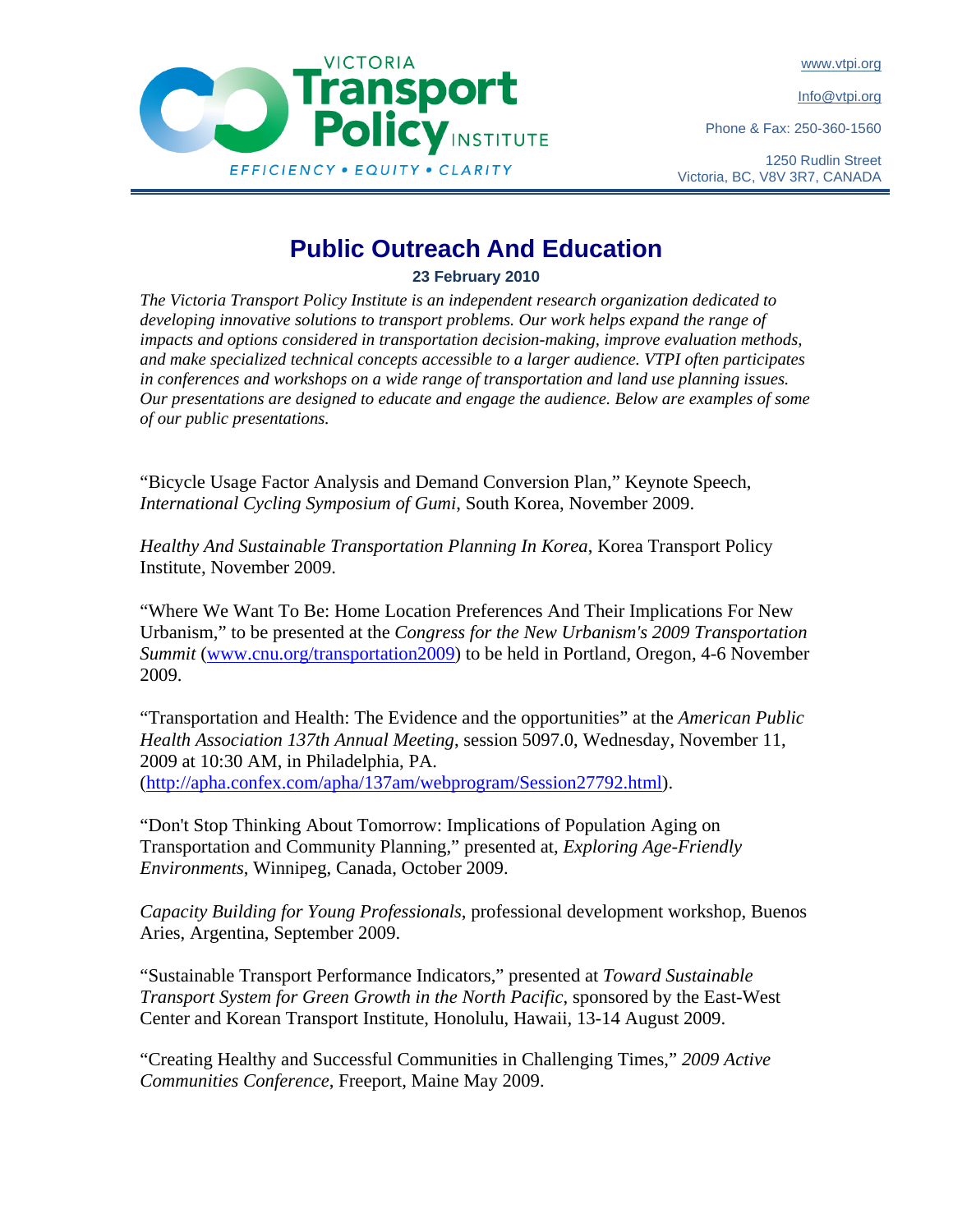VICTORIA **Transport Policy** INSTITUTE

EFFICIENCY • EQUITY • CLARITY

www.vtpi.org

Info@vtpi.org

Phone & Fax: 250-360-1560

1250 Rudlin Street
Victoria, BC, V8V 3R7, CANADA

# Public Outreach And Education

**23 February 2010**

*The Victoria Transport Policy Institute is an independent research organization dedicated to developing innovative solutions to transport problems. Our work helps expand the range of impacts and options considered in transportation decision-making, improve evaluation methods, and make specialized technical concepts accessible to a larger audience. VTPI often participates in conferences and workshops on a wide range of transportation and land use planning issues. Our presentations are designed to educate and engage the audience. Below are examples of some of our public presentations.*

"Bicycle Usage Factor Analysis and Demand Conversion Plan," Keynote Speech, *International Cycling Symposium of Gumi*, South Korea, November 2009.

*Healthy And Sustainable Transportation Planning In Korea*, Korea Transport Policy Institute, November 2009.

"Where We Want To Be: Home Location Preferences And Their Implications For New Urbanism," to be presented at the *Congress for the New Urbanism's 2009 Transportation Summit* (www.cnu.org/transportation2009) to be held in Portland, Oregon, 4-6 November 2009.

"Transportation and Health: The Evidence and the opportunities" at the *American Public Health Association 137th Annual Meeting*, session 5097.0, Wednesday, November 11, 2009 at 10:30 AM, in Philadelphia, PA. (http://apha.confex.com/apha/137am/webprogram/Session27792.html).

"Don't Stop Thinking About Tomorrow: Implications of Population Aging on Transportation and Community Planning," presented at, *Exploring Age-Friendly Environments*, Winnipeg, Canada, October 2009.

*Capacity Building for Young Professionals*, professional development workshop, Buenos Aries, Argentina, September 2009.

"Sustainable Transport Performance Indicators," presented at *Toward Sustainable Transport System for Green Growth in the North Pacific*, sponsored by the East-West Center and Korean Transport Institute, Honolulu, Hawaii, 13-14 August 2009.

"Creating Healthy and Successful Communities in Challenging Times," *2009 Active Communities Conference*, Freeport, Maine May 2009.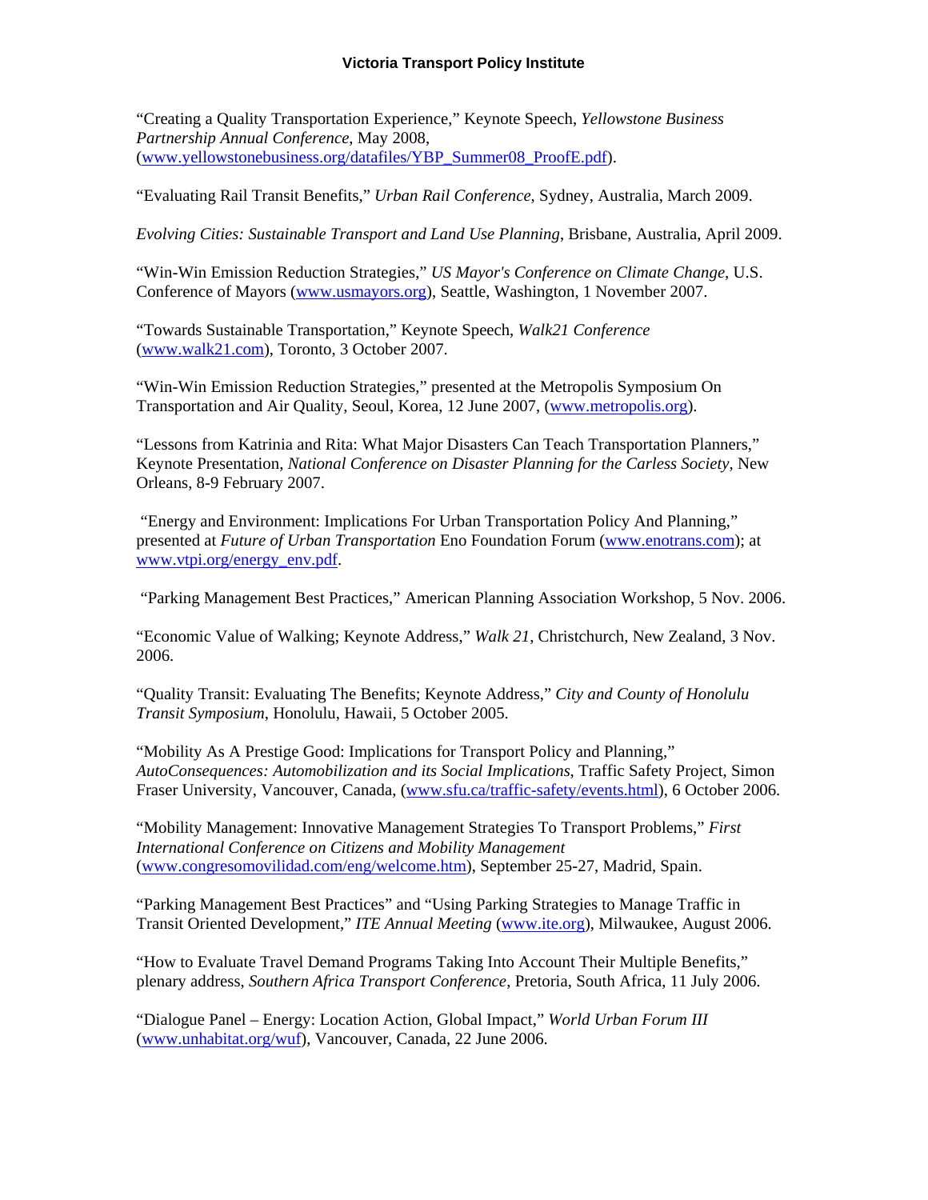"Creating a Quality Transportation Experience," Keynote Speech, *Yellowstone Business Partnership Annual Conference*, May 2008, (www.yellowstonebusiness.org/datafiles/YBP_Summer08_ProofE.pdf).

"Evaluating Rail Transit Benefits," *Urban Rail Conference*, Sydney, Australia, March 2009.

*Evolving Cities: Sustainable Transport and Land Use Planning*, Brisbane, Australia, April 2009.

"Win-Win Emission Reduction Strategies," *US Mayor's Conference on Climate Change*, U.S. Conference of Mayors (www.usmayors.org), Seattle, Washington, 1 November 2007.

"Towards Sustainable Transportation," Keynote Speech, *Walk21 Conference* (www.walk21.com), Toronto, 3 October 2007.

"Win-Win Emission Reduction Strategies," presented at the Metropolis Symposium On Transportation and Air Quality, Seoul, Korea, 12 June 2007, (www.metropolis.org).

"Lessons from Katrinia and Rita: What Major Disasters Can Teach Transportation Planners," Keynote Presentation, *National Conference on Disaster Planning for the Carless Society*, New Orleans, 8-9 February 2007.

"Energy and Environment: Implications For Urban Transportation Policy And Planning," presented at *Future of Urban Transportation* Eno Foundation Forum (www.enotrans.com); at www.vtpi.org/energy_env.pdf.

"Parking Management Best Practices," American Planning Association Workshop, 5 Nov. 2006.

"Economic Value of Walking; Keynote Address," *Walk 21*, Christchurch, New Zealand, 3 Nov. 2006.

"Quality Transit: Evaluating The Benefits; Keynote Address," *City and County of Honolulu Transit Symposium*, Honolulu, Hawaii, 5 October 2005.

"Mobility As A Prestige Good: Implications for Transport Policy and Planning," *AutoConsequences: Automobilization and its Social Implications*, Traffic Safety Project, Simon Fraser University, Vancouver, Canada, (www.sfu.ca/traffic-safety/events.html), 6 October 2006.

"Mobility Management: Innovative Management Strategies To Transport Problems," *First International Conference on Citizens and Mobility Management* (www.congresomovilidad.com/eng/welcome.htm), September 25-27, Madrid, Spain.

"Parking Management Best Practices" and "Using Parking Strategies to Manage Traffic in Transit Oriented Development," *ITE Annual Meeting* (www.ite.org), Milwaukee, August 2006.

"How to Evaluate Travel Demand Programs Taking Into Account Their Multiple Benefits," plenary address, *Southern Africa Transport Conference*, Pretoria, South Africa, 11 July 2006.

"Dialogue Panel – Energy: Location Action, Global Impact," *World Urban Forum III* (www.unhabitat.org/wuf), Vancouver, Canada, 22 June 2006.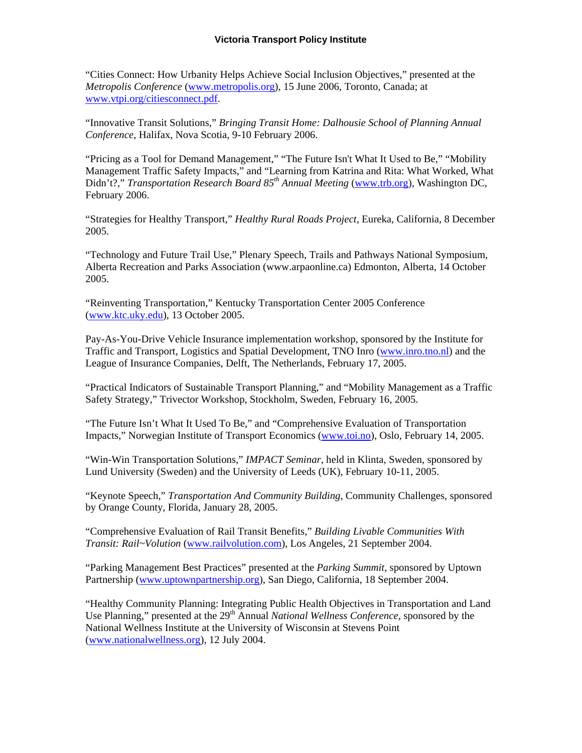"Cities Connect: How Urbanity Helps Achieve Social Inclusion Objectives," presented at the *Metropolis Conference* (www.metropolis.org), 15 June 2006, Toronto, Canada; at www.vtpi.org/citiesconnect.pdf.

"Innovative Transit Solutions," *Bringing Transit Home: Dalhousie School of Planning Annual Conference*, Halifax, Nova Scotia, 9-10 February 2006.

"Pricing as a Tool for Demand Management," "The Future Isn't What It Used to Be," "Mobility Management Traffic Safety Impacts," and "Learning from Katrina and Rita: What Worked, What Didn't?," *Transportation Research Board 85th Annual Meeting* (www.trb.org), Washington DC, February 2006.

"Strategies for Healthy Transport," *Healthy Rural Roads Project*, Eureka, California, 8 December 2005.

"Technology and Future Trail Use," Plenary Speech, Trails and Pathways National Symposium, Alberta Recreation and Parks Association (www.arpaonline.ca) Edmonton, Alberta, 14 October 2005.

"Reinventing Transportation," Kentucky Transportation Center 2005 Conference (www.ktc.uky.edu), 13 October 2005.

Pay-As-You-Drive Vehicle Insurance implementation workshop, sponsored by the Institute for Traffic and Transport, Logistics and Spatial Development, TNO Inro (www.inro.tno.nl) and the League of Insurance Companies, Delft, The Netherlands, February 17, 2005.

"Practical Indicators of Sustainable Transport Planning," and "Mobility Management as a Traffic Safety Strategy," Trivector Workshop, Stockholm, Sweden, February 16, 2005.

"The Future Isn't What It Used To Be," and "Comprehensive Evaluation of Transportation Impacts," Norwegian Institute of Transport Economics (www.toi.no), Oslo, February 14, 2005.

"Win-Win Transportation Solutions," *IMPACT Seminar*, held in Klinta, Sweden, sponsored by Lund University (Sweden) and the University of Leeds (UK), February 10-11, 2005.

"Keynote Speech," *Transportation And Community Building*, Community Challenges, sponsored by Orange County, Florida, January 28, 2005.

"Comprehensive Evaluation of Rail Transit Benefits," *Building Livable Communities With Transit: Rail~Volution* (www.railvolution.com), Los Angeles, 21 September 2004.

"Parking Management Best Practices" presented at the *Parking Summit*, sponsored by Uptown Partnership (www.uptownpartnership.org), San Diego, California, 18 September 2004.

"Healthy Community Planning: Integrating Public Health Objectives in Transportation and Land Use Planning," presented at the 29th Annual *National Wellness Conference*, sponsored by the National Wellness Institute at the University of Wisconsin at Stevens Point (www.nationalwellness.org), 12 July 2004.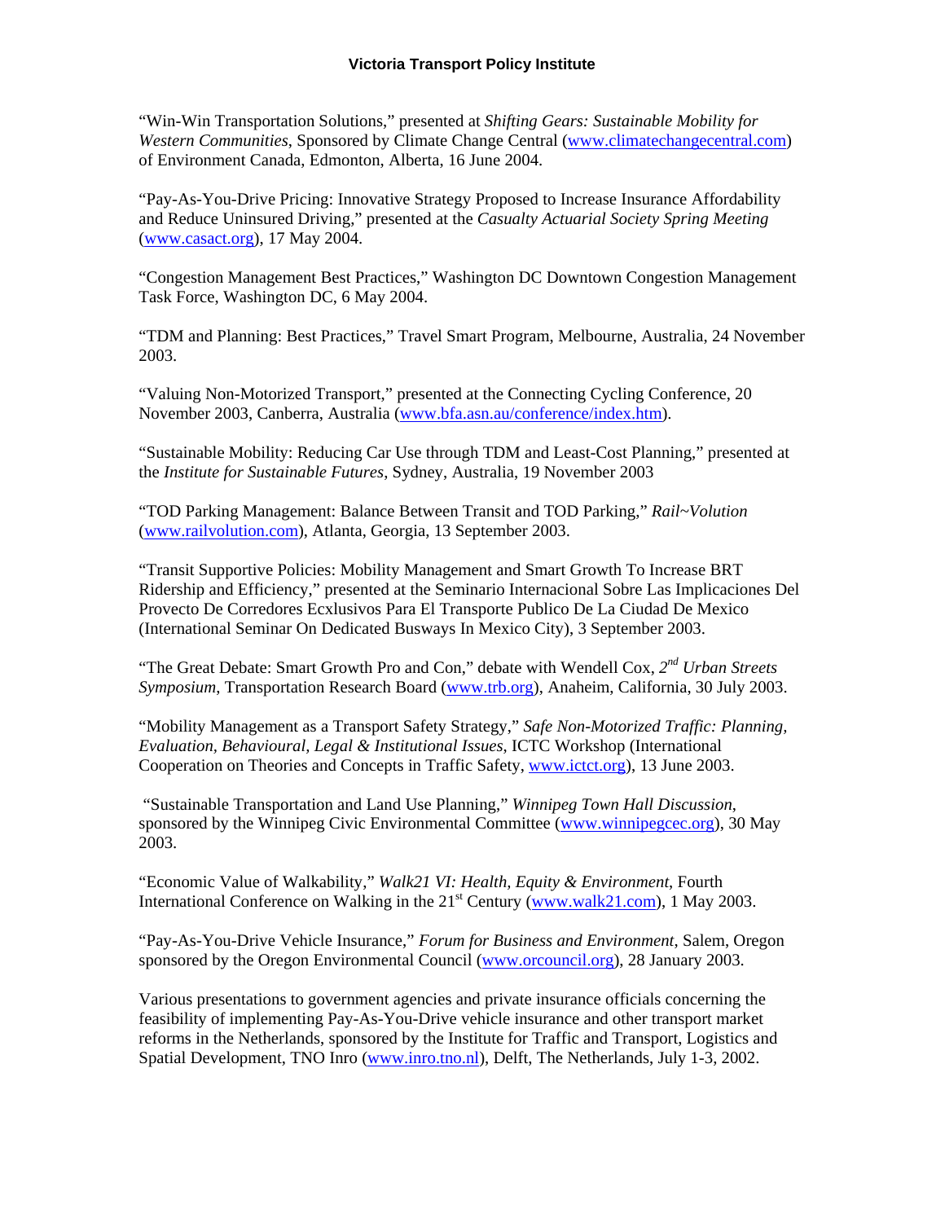"Win-Win Transportation Solutions," presented at *Shifting Gears: Sustainable Mobility for Western Communities*, Sponsored by Climate Change Central (www.climatechangecentral.com) of Environment Canada, Edmonton, Alberta, 16 June 2004.

"Pay-As-You-Drive Pricing: Innovative Strategy Proposed to Increase Insurance Affordability and Reduce Uninsured Driving," presented at the *Casualty Actuarial Society Spring Meeting* (www.casact.org), 17 May 2004.

"Congestion Management Best Practices," Washington DC Downtown Congestion Management Task Force, Washington DC, 6 May 2004.

"TDM and Planning: Best Practices," Travel Smart Program, Melbourne, Australia, 24 November 2003.

"Valuing Non-Motorized Transport," presented at the Connecting Cycling Conference, 20 November 2003, Canberra, Australia (www.bfa.asn.au/conference/index.htm).

"Sustainable Mobility: Reducing Car Use through TDM and Least-Cost Planning," presented at the *Institute for Sustainable Futures*, Sydney, Australia, 19 November 2003

"TOD Parking Management: Balance Between Transit and TOD Parking," *Rail~Volution* (www.railvolution.com), Atlanta, Georgia, 13 September 2003.

"Transit Supportive Policies: Mobility Management and Smart Growth To Increase BRT Ridership and Efficiency," presented at the Seminario Internacional Sobre Las Implicaciones Del Provecto De Corredores Ecxlusivos Para El Transporte Publico De La Ciudad De Mexico (International Seminar On Dedicated Busways In Mexico City), 3 September 2003.

"The Great Debate: Smart Growth Pro and Con," debate with Wendell Cox, *2nd Urban Streets Symposium*, Transportation Research Board (www.trb.org), Anaheim, California, 30 July 2003.

"Mobility Management as a Transport Safety Strategy," *Safe Non-Motorized Traffic: Planning, Evaluation, Behavioural, Legal & Institutional Issues*, ICTC Workshop (International Cooperation on Theories and Concepts in Traffic Safety, www.ictct.org), 13 June 2003.

"Sustainable Transportation and Land Use Planning," *Winnipeg Town Hall Discussion*, sponsored by the Winnipeg Civic Environmental Committee (www.winnipegcec.org), 30 May 2003.

"Economic Value of Walkability," *Walk21 VI: Health, Equity & Environment*, Fourth International Conference on Walking in the 21st Century (www.walk21.com), 1 May 2003.

"Pay-As-You-Drive Vehicle Insurance," *Forum for Business and Environment*, Salem, Oregon sponsored by the Oregon Environmental Council (www.orcouncil.org), 28 January 2003.

Various presentations to government agencies and private insurance officials concerning the feasibility of implementing Pay-As-You-Drive vehicle insurance and other transport market reforms in the Netherlands, sponsored by the Institute for Traffic and Transport, Logistics and Spatial Development, TNO Inro (www.inro.tno.nl), Delft, The Netherlands, July 1-3, 2002.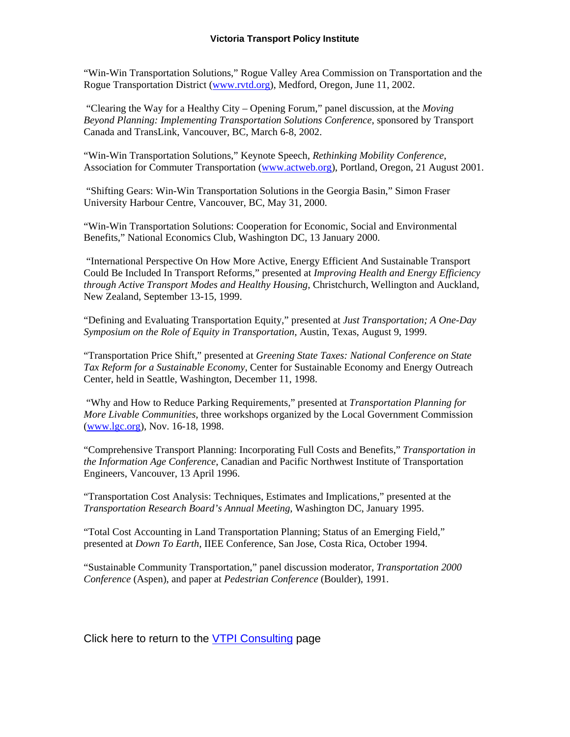"Win-Win Transportation Solutions," Rogue Valley Area Commission on Transportation and the Rogue Transportation District (www.rvtd.org), Medford, Oregon, June 11, 2002.

"Clearing the Way for a Healthy City – Opening Forum," panel discussion, at the *Moving Beyond Planning: Implementing Transportation Solutions Conference*, sponsored by Transport Canada and TransLink, Vancouver, BC, March 6-8, 2002.

"Win-Win Transportation Solutions," Keynote Speech, *Rethinking Mobility Conference*, Association for Commuter Transportation (www.actweb.org), Portland, Oregon, 21 August 2001.

"Shifting Gears: Win-Win Transportation Solutions in the Georgia Basin," Simon Fraser University Harbour Centre, Vancouver, BC, May 31, 2000.

"Win-Win Transportation Solutions: Cooperation for Economic, Social and Environmental Benefits," National Economics Club, Washington DC, 13 January 2000.

"International Perspective On How More Active, Energy Efficient And Sustainable Transport Could Be Included In Transport Reforms," presented at *Improving Health and Energy Efficiency through Active Transport Modes and Healthy Housing*, Christchurch, Wellington and Auckland, New Zealand, September 13-15, 1999.

"Defining and Evaluating Transportation Equity," presented at *Just Transportation; A One-Day Symposium on the Role of Equity in Transportation*, Austin, Texas, August 9, 1999.

"Transportation Price Shift," presented at *Greening State Taxes: National Conference on State Tax Reform for a Sustainable Economy*, Center for Sustainable Economy and Energy Outreach Center, held in Seattle, Washington, December 11, 1998.

"Why and How to Reduce Parking Requirements," presented at *Transportation Planning for More Livable Communities*, three workshops organized by the Local Government Commission (www.lgc.org), Nov. 16-18, 1998.

"Comprehensive Transport Planning: Incorporating Full Costs and Benefits," *Transportation in the Information Age Conference*, Canadian and Pacific Northwest Institute of Transportation Engineers, Vancouver, 13 April 1996.

"Transportation Cost Analysis: Techniques, Estimates and Implications," presented at the *Transportation Research Board's Annual Meeting*, Washington DC, January 1995.

"Total Cost Accounting in Land Transportation Planning; Status of an Emerging Field," presented at *Down To Earth*, IIEE Conference, San Jose, Costa Rica, October 1994.

"Sustainable Community Transportation," panel discussion moderator, *Transportation 2000 Conference* (Aspen), and paper at *Pedestrian Conference* (Boulder), 1991.

Click here to return to the VTPI Consulting page